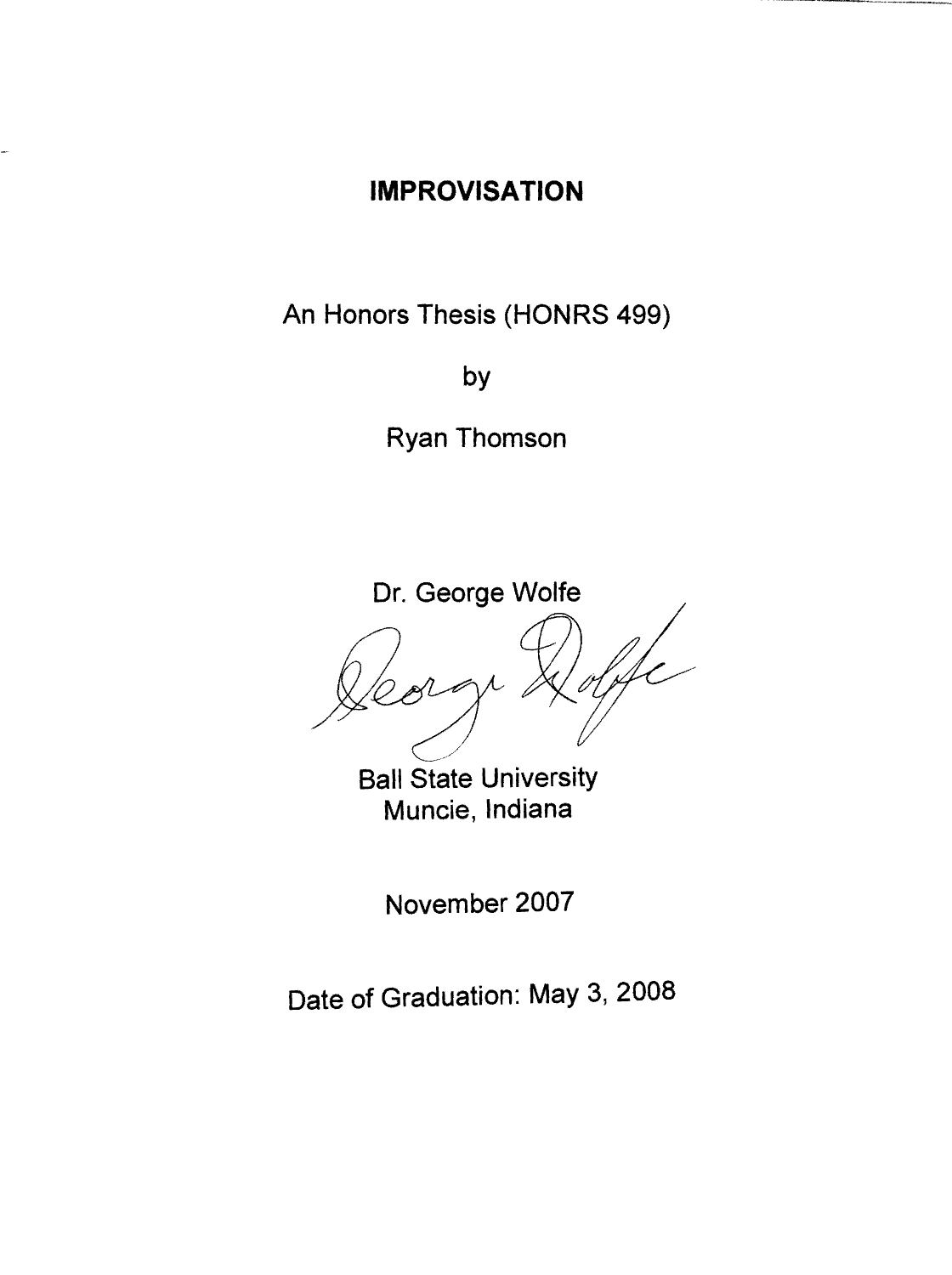# IMPROVISATION

An Honors Thesis (HONRS 499)

by

Ryan Thomson

Dr. George Wolfe

Ball State University
Muncie, Indiana

November 2007

Date of Graduation: May 3, 2008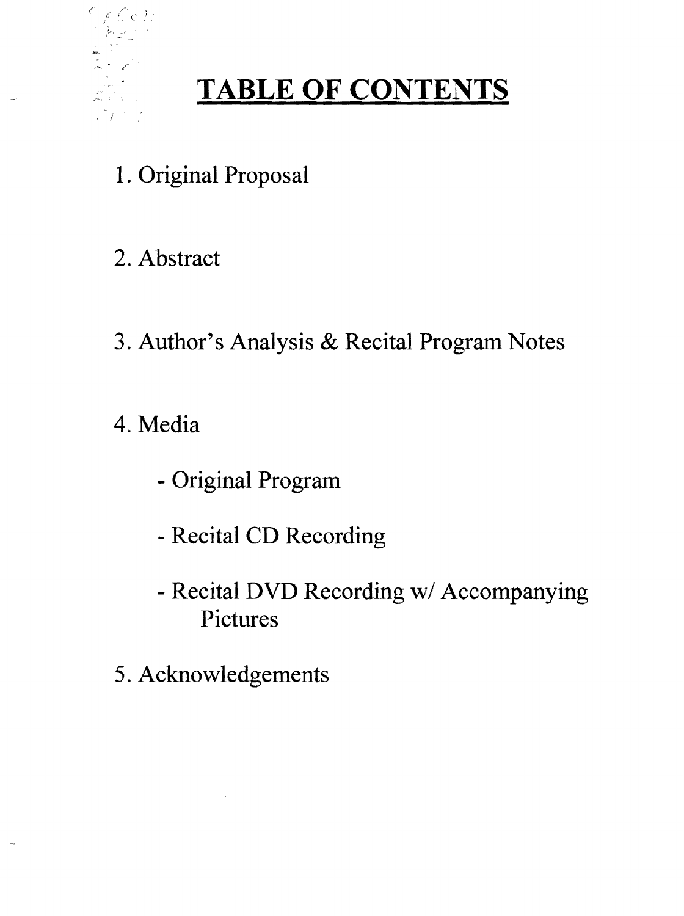# TABLE OF CONTENTS

1. Original Proposal

2. Abstract

3. Author's Analysis & Recital Program Notes

4. Media

    - Original Program

    - Recital CD Recording

    - Recital DVD Recording w/ Accompanying Pictures

5. Acknowledgements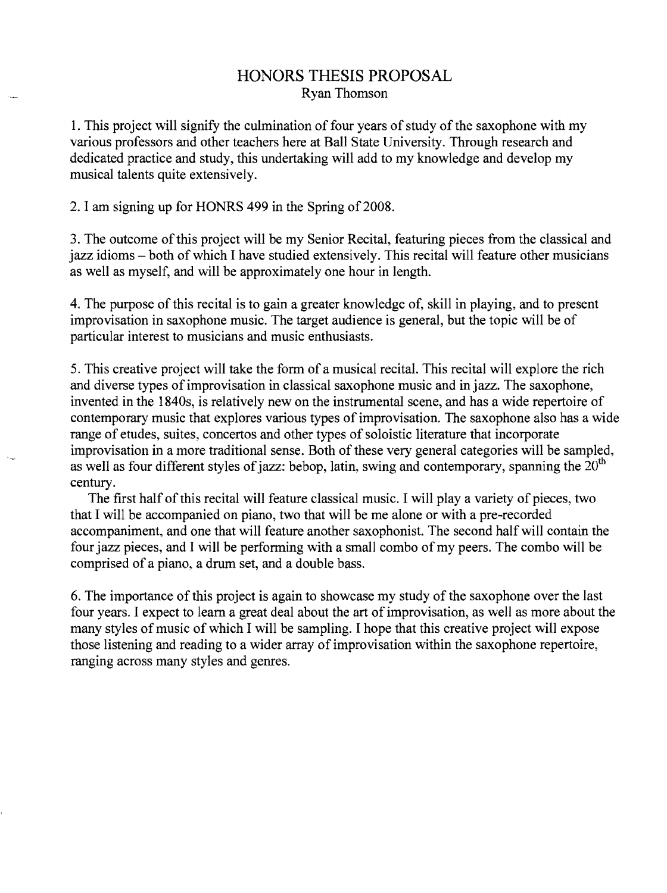# HONORS THESIS PROPOSAL

Ryan Thomson

1. This project will signify the culmination of four years of study of the saxophone with my various professors and other teachers here at Ball State University. Through research and dedicated practice and study, this undertaking will add to my knowledge and develop my musical talents quite extensively.

2. I am signing up for HONRS 499 in the Spring of 2008.

3. The outcome of this project will be my Senior Recital, featuring pieces from the classical and jazz idioms – both of which I have studied extensively. This recital will feature other musicians as well as myself, and will be approximately one hour in length.

4. The purpose of this recital is to gain a greater knowledge of, skill in playing, and to present improvisation in saxophone music. The target audience is general, but the topic will be of particular interest to musicians and music enthusiasts.

5. This creative project will take the form of a musical recital. This recital will explore the rich and diverse types of improvisation in classical saxophone music and in jazz. The saxophone, invented in the 1840s, is relatively new on the instrumental scene, and has a wide repertoire of contemporary music that explores various types of improvisation. The saxophone also has a wide range of etudes, suites, concertos and other types of soloistic literature that incorporate improvisation in a more traditional sense. Both of these very general categories will be sampled, as well as four different styles of jazz: bebop, latin, swing and contemporary, spanning the 20th century.

The first half of this recital will feature classical music. I will play a variety of pieces, two that I will be accompanied on piano, two that will be me alone or with a pre-recorded accompaniment, and one that will feature another saxophonist. The second half will contain the four jazz pieces, and I will be performing with a small combo of my peers. The combo will be comprised of a piano, a drum set, and a double bass.

6. The importance of this project is again to showcase my study of the saxophone over the last four years. I expect to learn a great deal about the art of improvisation, as well as more about the many styles of music of which I will be sampling. I hope that this creative project will expose those listening and reading to a wider array of improvisation within the saxophone repertoire, ranging across many styles and genres.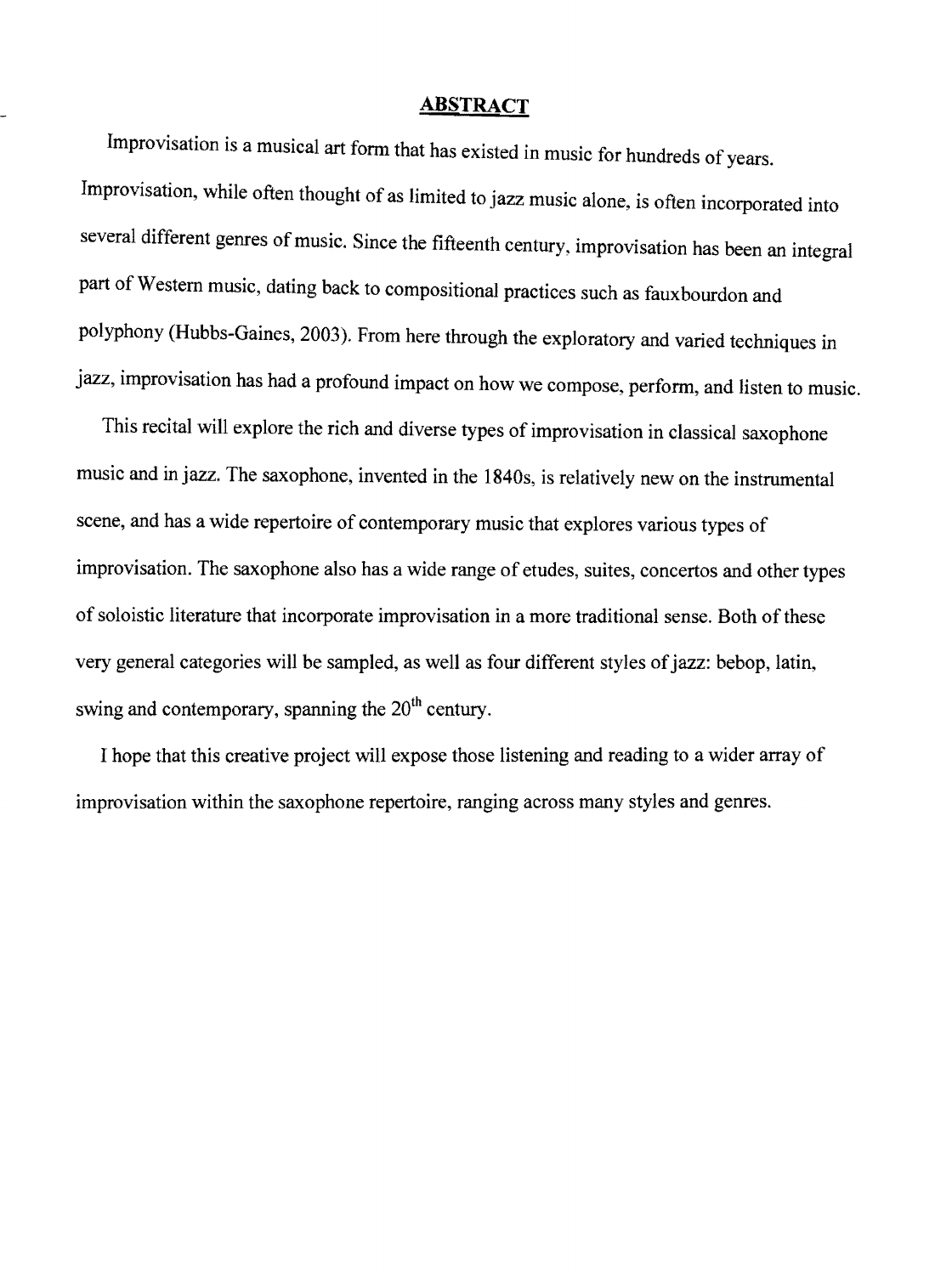## ABSTRACT

Improvisation is a musical art form that has existed in music for hundreds of years. Improvisation, while often thought of as limited to jazz music alone, is often incorporated into several different genres of music. Since the fifteenth century, improvisation has been an integral part of Western music, dating back to compositional practices such as fauxbourdon and polyphony (Hubbs-Gaines, 2003). From here through the exploratory and varied techniques in jazz, improvisation has had a profound impact on how we compose, perform, and listen to music.

This recital will explore the rich and diverse types of improvisation in classical saxophone music and in jazz. The saxophone, invented in the 1840s, is relatively new on the instrumental scene, and has a wide repertoire of contemporary music that explores various types of improvisation. The saxophone also has a wide range of etudes, suites, concertos and other types of soloistic literature that incorporate improvisation in a more traditional sense. Both of these very general categories will be sampled, as well as four different styles of jazz: bebop, latin, swing and contemporary, spanning the 20th century.

I hope that this creative project will expose those listening and reading to a wider array of improvisation within the saxophone repertoire, ranging across many styles and genres.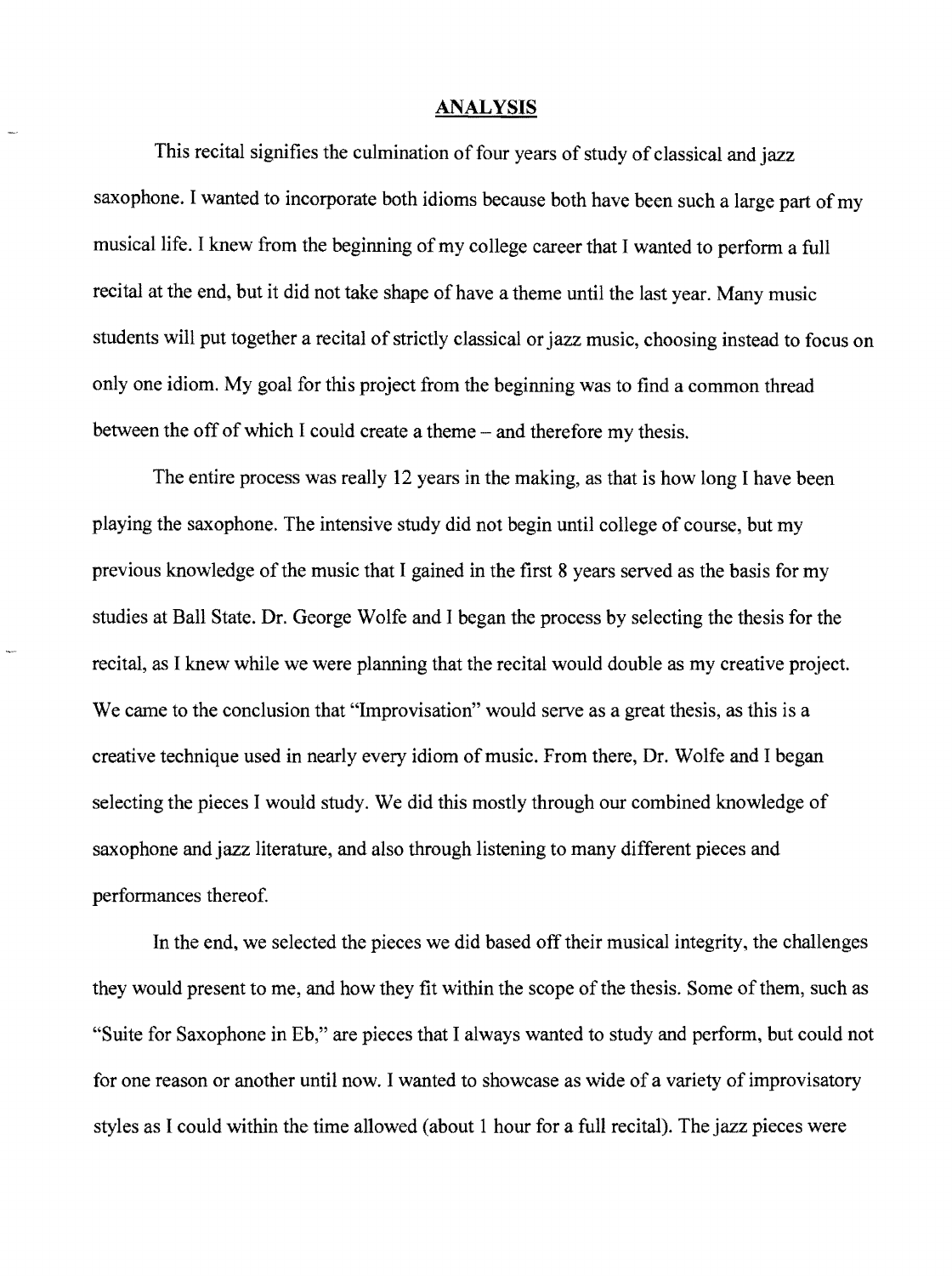## ANALYSIS

This recital signifies the culmination of four years of study of classical and jazz saxophone. I wanted to incorporate both idioms because both have been such a large part of my musical life. I knew from the beginning of my college career that I wanted to perform a full recital at the end, but it did not take shape of have a theme until the last year. Many music students will put together a recital of strictly classical or jazz music, choosing instead to focus on only one idiom. My goal for this project from the beginning was to find a common thread between the off of which I could create a theme – and therefore my thesis.

The entire process was really 12 years in the making, as that is how long I have been playing the saxophone. The intensive study did not begin until college of course, but my previous knowledge of the music that I gained in the first 8 years served as the basis for my studies at Ball State. Dr. George Wolfe and I began the process by selecting the thesis for the recital, as I knew while we were planning that the recital would double as my creative project. We came to the conclusion that "Improvisation" would serve as a great thesis, as this is a creative technique used in nearly every idiom of music. From there, Dr. Wolfe and I began selecting the pieces I would study. We did this mostly through our combined knowledge of saxophone and jazz literature, and also through listening to many different pieces and performances thereof.

In the end, we selected the pieces we did based off their musical integrity, the challenges they would present to me, and how they fit within the scope of the thesis. Some of them, such as "Suite for Saxophone in Eb," are pieces that I always wanted to study and perform, but could not for one reason or another until now. I wanted to showcase as wide of a variety of improvisatory styles as I could within the time allowed (about 1 hour for a full recital). The jazz pieces were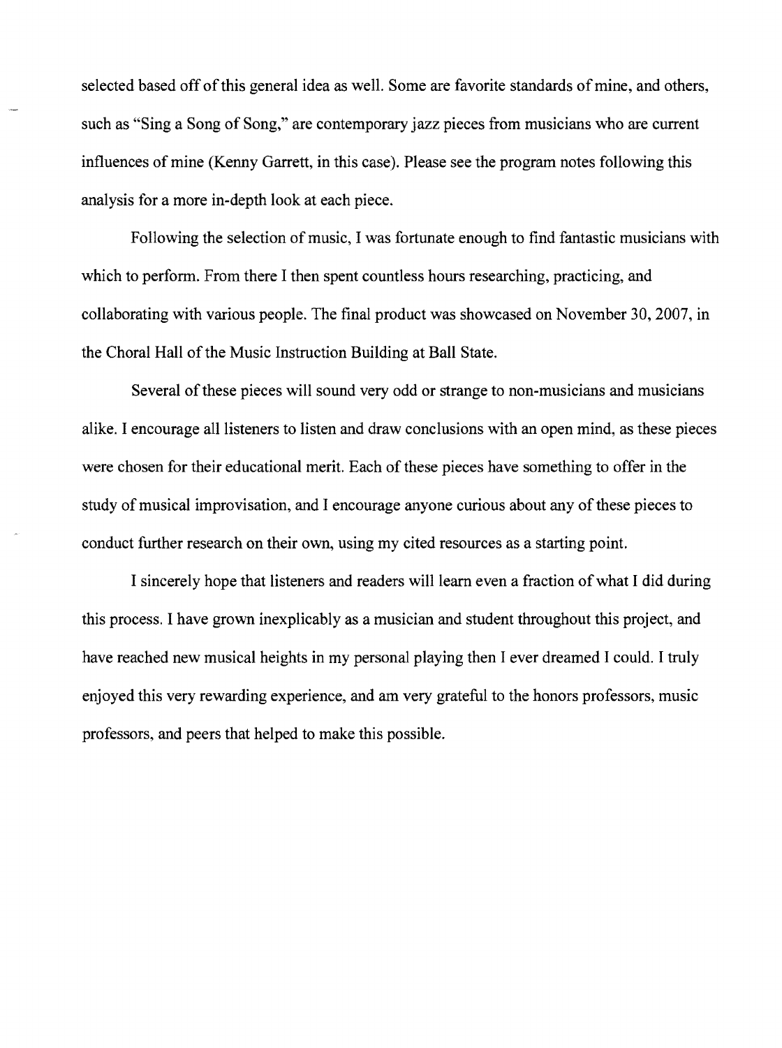selected based off of this general idea as well. Some are favorite standards of mine, and others, such as "Sing a Song of Song," are contemporary jazz pieces from musicians who are current influences of mine (Kenny Garrett, in this case). Please see the program notes following this analysis for a more in-depth look at each piece.

Following the selection of music, I was fortunate enough to find fantastic musicians with which to perform. From there I then spent countless hours researching, practicing, and collaborating with various people. The final product was showcased on November 30, 2007, in the Choral Hall of the Music Instruction Building at Ball State.

Several of these pieces will sound very odd or strange to non-musicians and musicians alike. I encourage all listeners to listen and draw conclusions with an open mind, as these pieces were chosen for their educational merit. Each of these pieces have something to offer in the study of musical improvisation, and I encourage anyone curious about any of these pieces to conduct further research on their own, using my cited resources as a starting point.

I sincerely hope that listeners and readers will learn even a fraction of what I did during this process. I have grown inexplicably as a musician and student throughout this project, and have reached new musical heights in my personal playing then I ever dreamed I could. I truly enjoyed this very rewarding experience, and am very grateful to the honors professors, music professors, and peers that helped to make this possible.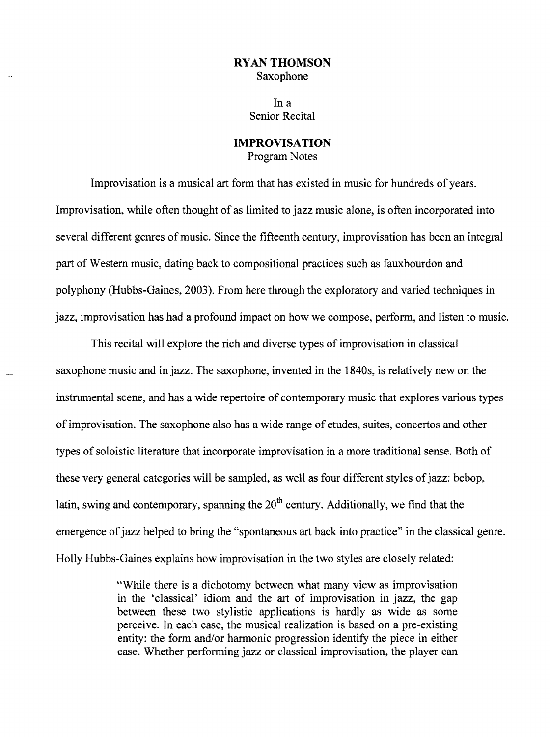**RYAN THOMSON**
Saxophone

In a
Senior Recital

# IMPROVISATION

Program Notes

Improvisation is a musical art form that has existed in music for hundreds of years. Improvisation, while often thought of as limited to jazz music alone, is often incorporated into several different genres of music. Since the fifteenth century, improvisation has been an integral part of Western music, dating back to compositional practices such as fauxbourdon and polyphony (Hubbs-Gaines, 2003). From here through the exploratory and varied techniques in jazz, improvisation has had a profound impact on how we compose, perform, and listen to music.

This recital will explore the rich and diverse types of improvisation in classical saxophone music and in jazz. The saxophone, invented in the 1840s, is relatively new on the instrumental scene, and has a wide repertoire of contemporary music that explores various types of improvisation. The saxophone also has a wide range of etudes, suites, concertos and other types of soloistic literature that incorporate improvisation in a more traditional sense. Both of these very general categories will be sampled, as well as four different styles of jazz: bebop, latin, swing and contemporary, spanning the 20th century. Additionally, we find that the emergence of jazz helped to bring the "spontaneous art back into practice" in the classical genre. Holly Hubbs-Gaines explains how improvisation in the two styles are closely related:

> "While there is a dichotomy between what many view as improvisation in the 'classical' idiom and the art of improvisation in jazz, the gap between these two stylistic applications is hardly as wide as some perceive. In each case, the musical realization is based on a pre-existing entity: the form and/or harmonic progression identify the piece in either case. Whether performing jazz or classical improvisation, the player can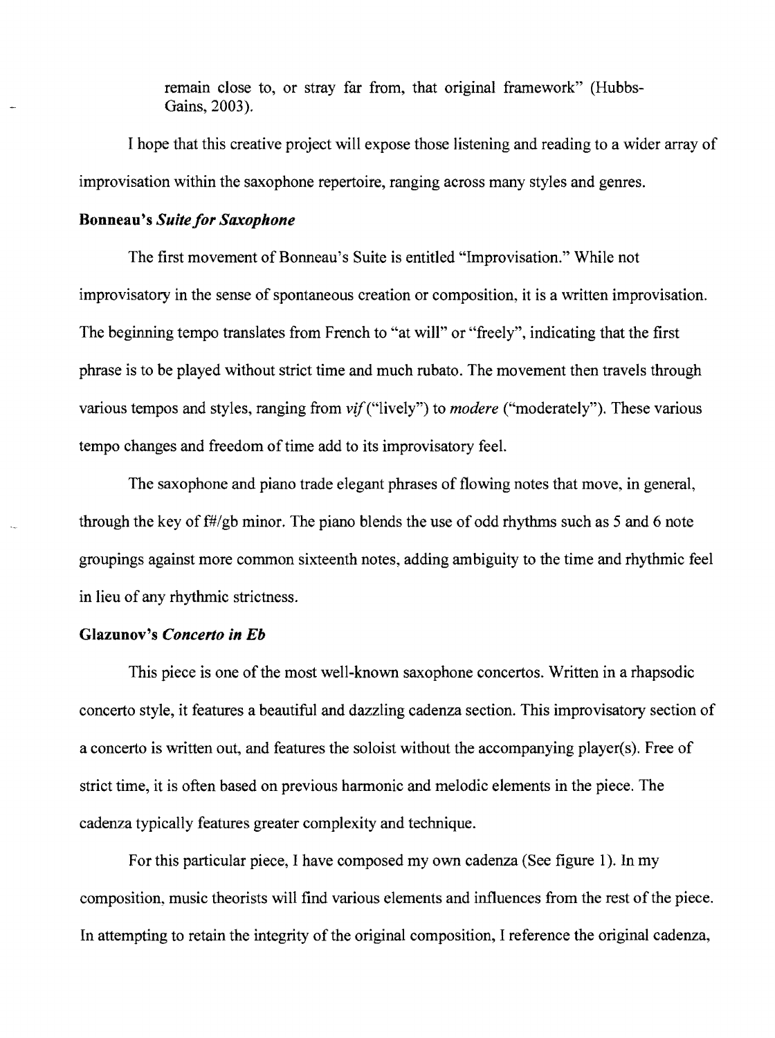remain close to, or stray far from, that original framework" (Hubbs-Gains, 2003).

I hope that this creative project will expose those listening and reading to a wider array of improvisation within the saxophone repertoire, ranging across many styles and genres.

### Bonneau's *Suite for Saxophone*

The first movement of Bonneau's Suite is entitled "Improvisation." While not improvisatory in the sense of spontaneous creation or composition, it is a written improvisation. The beginning tempo translates from French to "at will" or "freely", indicating that the first phrase is to be played without strict time and much rubato. The movement then travels through various tempos and styles, ranging from *vif* ("lively") to *modere* ("moderately"). These various tempo changes and freedom of time add to its improvisatory feel.

The saxophone and piano trade elegant phrases of flowing notes that move, in general, through the key of f#/gb minor. The piano blends the use of odd rhythms such as 5 and 6 note groupings against more common sixteenth notes, adding ambiguity to the time and rhythmic feel in lieu of any rhythmic strictness.

### Glazunov's *Concerto in Eb*

This piece is one of the most well-known saxophone concertos. Written in a rhapsodic concerto style, it features a beautiful and dazzling cadenza section. This improvisatory section of a concerto is written out, and features the soloist without the accompanying player(s). Free of strict time, it is often based on previous harmonic and melodic elements in the piece. The cadenza typically features greater complexity and technique.

For this particular piece, I have composed my own cadenza (See figure 1). In my composition, music theorists will find various elements and influences from the rest of the piece. In attempting to retain the integrity of the original composition, I reference the original cadenza,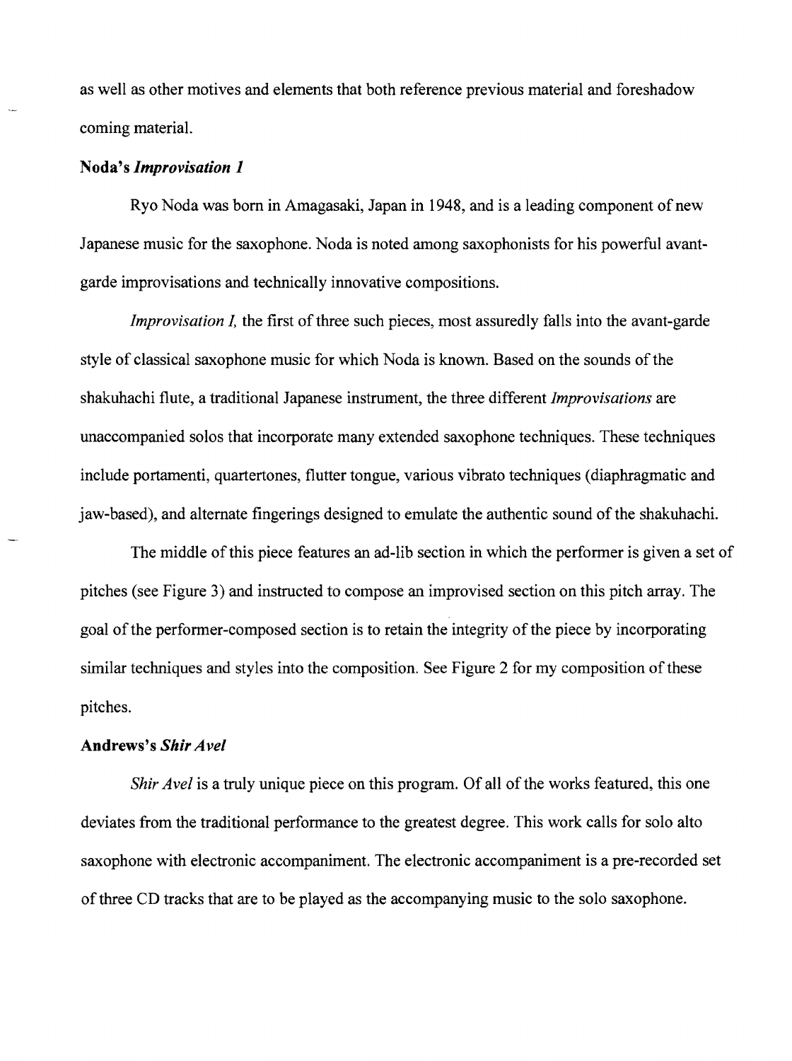as well as other motives and elements that both reference previous material and foreshadow coming material.

### Noda's *Improvisation 1*

Ryo Noda was born in Amagasaki, Japan in 1948, and is a leading component of new Japanese music for the saxophone. Noda is noted among saxophonists for his powerful avant-garde improvisations and technically innovative compositions.

*Improvisation I,* the first of three such pieces, most assuredly falls into the avant-garde style of classical saxophone music for which Noda is known. Based on the sounds of the shakuhachi flute, a traditional Japanese instrument, the three different *Improvisations* are unaccompanied solos that incorporate many extended saxophone techniques. These techniques include portamenti, quartertones, flutter tongue, various vibrato techniques (diaphragmatic and jaw-based), and alternate fingerings designed to emulate the authentic sound of the shakuhachi.

The middle of this piece features an ad-lib section in which the performer is given a set of pitches (see Figure 3) and instructed to compose an improvised section on this pitch array. The goal of the performer-composed section is to retain the integrity of the piece by incorporating similar techniques and styles into the composition. See Figure 2 for my composition of these pitches.

### Andrews's *Shir Avel*

*Shir Avel* is a truly unique piece on this program. Of all of the works featured, this one deviates from the traditional performance to the greatest degree. This work calls for solo alto saxophone with electronic accompaniment. The electronic accompaniment is a pre-recorded set of three CD tracks that are to be played as the accompanying music to the solo saxophone.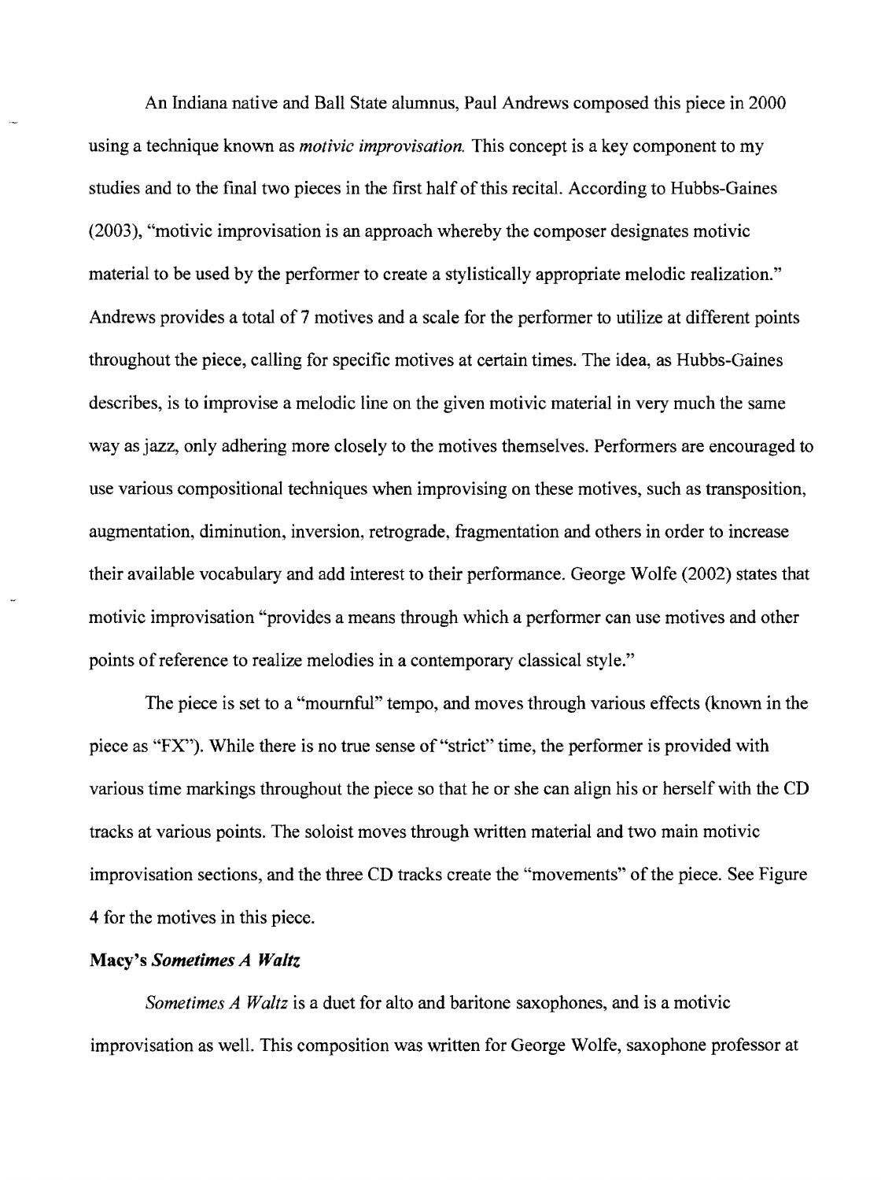An Indiana native and Ball State alumnus, Paul Andrews composed this piece in 2000 using a technique known as *motivic improvisation*. This concept is a key component to my studies and to the final two pieces in the first half of this recital. According to Hubbs-Gaines (2003), "motivic improvisation is an approach whereby the composer designates motivic material to be used by the performer to create a stylistically appropriate melodic realization." Andrews provides a total of 7 motives and a scale for the performer to utilize at different points throughout the piece, calling for specific motives at certain times. The idea, as Hubbs-Gaines describes, is to improvise a melodic line on the given motivic material in very much the same way as jazz, only adhering more closely to the motives themselves. Performers are encouraged to use various compositional techniques when improvising on these motives, such as transposition, augmentation, diminution, inversion, retrograde, fragmentation and others in order to increase their available vocabulary and add interest to their performance. George Wolfe (2002) states that motivic improvisation "provides a means through which a performer can use motives and other points of reference to realize melodies in a contemporary classical style."

The piece is set to a "mournful" tempo, and moves through various effects (known in the piece as "FX"). While there is no true sense of "strict" time, the performer is provided with various time markings throughout the piece so that he or she can align his or herself with the CD tracks at various points. The soloist moves through written material and two main motivic improvisation sections, and the three CD tracks create the "movements" of the piece. See Figure 4 for the motives in this piece.

**Macy's *Sometimes A Waltz***

*Sometimes A Waltz* is a duet for alto and baritone saxophones, and is a motivic improvisation as well. This composition was written for George Wolfe, saxophone professor at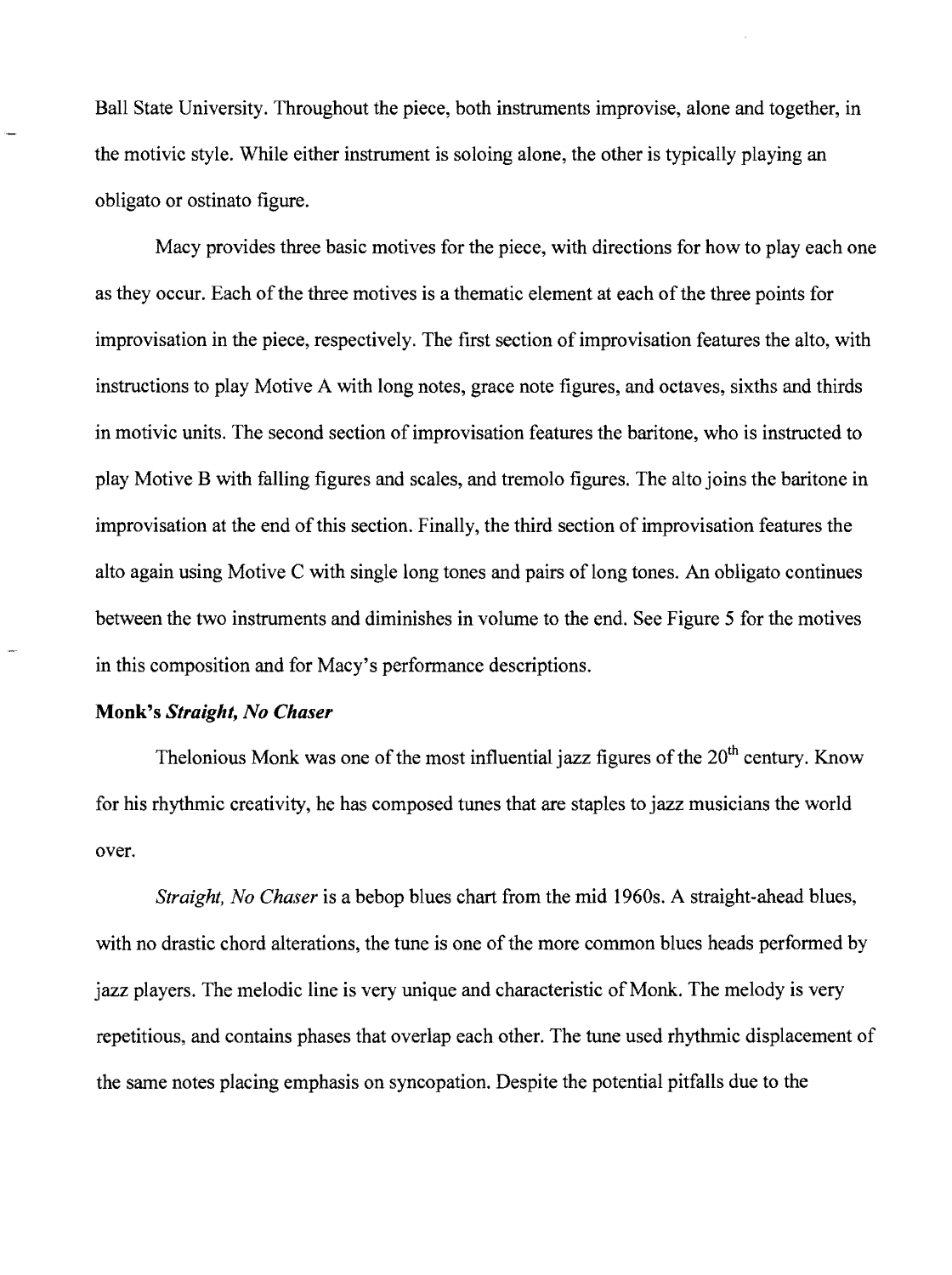Ball State University. Throughout the piece, both instruments improvise, alone and together, in the motivic style. While either instrument is soloing alone, the other is typically playing an obligato or ostinato figure.

Macy provides three basic motives for the piece, with directions for how to play each one as they occur. Each of the three motives is a thematic element at each of the three points for improvisation in the piece, respectively. The first section of improvisation features the alto, with instructions to play Motive A with long notes, grace note figures, and octaves, sixths and thirds in motivic units. The second section of improvisation features the baritone, who is instructed to play Motive B with falling figures and scales, and tremolo figures. The alto joins the baritone in improvisation at the end of this section. Finally, the third section of improvisation features the alto again using Motive C with single long tones and pairs of long tones. An obligato continues between the two instruments and diminishes in volume to the end. See Figure 5 for the motives in this composition and for Macy's performance descriptions.

### Monk's *Straight, No Chaser*

Thelonious Monk was one of the most influential jazz figures of the 20th century. Know for his rhythmic creativity, he has composed tunes that are staples to jazz musicians the world over.

*Straight, No Chaser* is a bebop blues chart from the mid 1960s. A straight-ahead blues, with no drastic chord alterations, the tune is one of the more common blues heads performed by jazz players. The melodic line is very unique and characteristic of Monk. The melody is very repetitious, and contains phases that overlap each other. The tune used rhythmic displacement of the same notes placing emphasis on syncopation. Despite the potential pitfalls due to the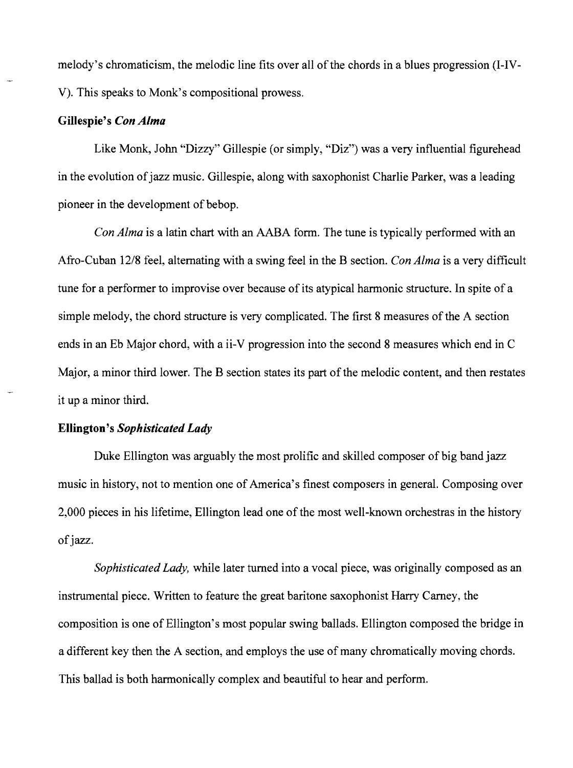melody's chromaticism, the melodic line fits over all of the chords in a blues progression (I-IV-V). This speaks to Monk's compositional prowess.

### Gillespie's *Con Alma*

Like Monk, John "Dizzy" Gillespie (or simply, "Diz") was a very influential figurehead in the evolution of jazz music. Gillespie, along with saxophonist Charlie Parker, was a leading pioneer in the development of bebop.

*Con Alma* is a latin chart with an AABA form. The tune is typically performed with an Afro-Cuban 12/8 feel, alternating with a swing feel in the B section. *Con Alma* is a very difficult tune for a performer to improvise over because of its atypical harmonic structure. In spite of a simple melody, the chord structure is very complicated. The first 8 measures of the A section ends in an Eb Major chord, with a ii-V progression into the second 8 measures which end in C Major, a minor third lower. The B section states its part of the melodic content, and then restates it up a minor third.

### Ellington's *Sophisticated Lady*

Duke Ellington was arguably the most prolific and skilled composer of big band jazz music in history, not to mention one of America's finest composers in general. Composing over 2,000 pieces in his lifetime, Ellington lead one of the most well-known orchestras in the history of jazz.

*Sophisticated Lady,* while later turned into a vocal piece, was originally composed as an instrumental piece. Written to feature the great baritone saxophonist Harry Carney, the composition is one of Ellington's most popular swing ballads. Ellington composed the bridge in a different key then the A section, and employs the use of many chromatically moving chords. This ballad is both harmonically complex and beautiful to hear and perform.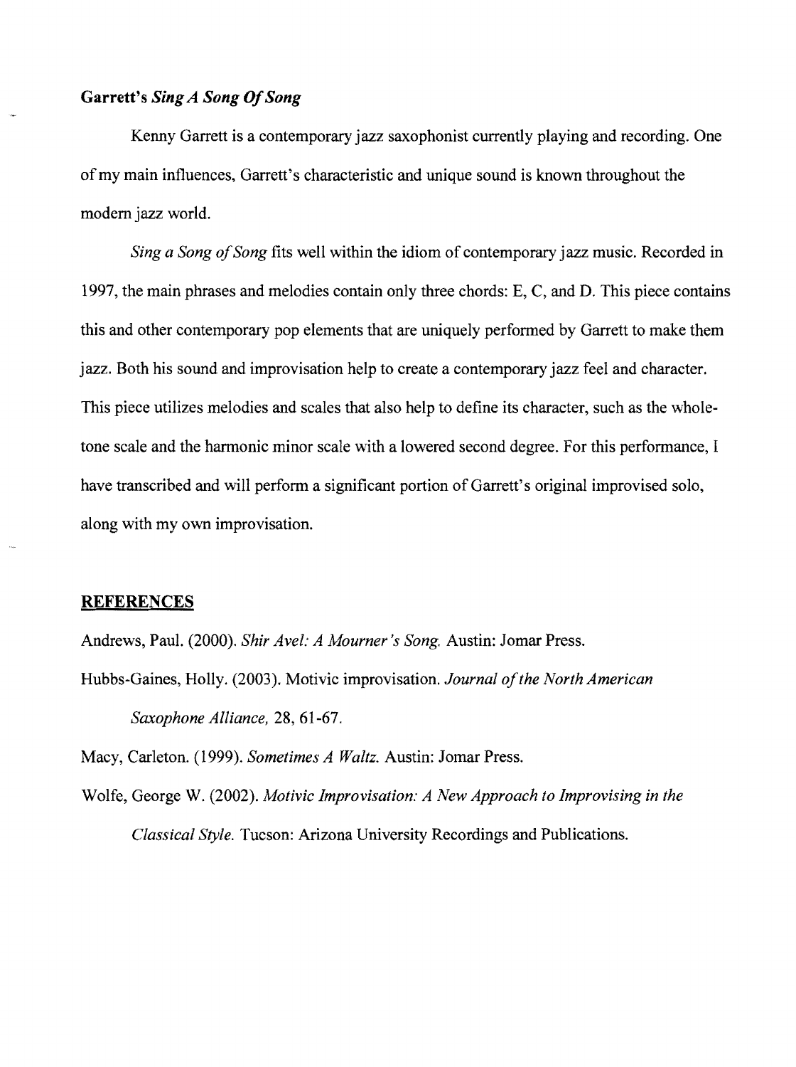**Garrett's *Sing A Song Of Song***

Kenny Garrett is a contemporary jazz saxophonist currently playing and recording. One of my main influences, Garrett's characteristic and unique sound is known throughout the modern jazz world.

*Sing a Song of Song* fits well within the idiom of contemporary jazz music. Recorded in 1997, the main phrases and melodies contain only three chords: E, C, and D. This piece contains this and other contemporary pop elements that are uniquely performed by Garrett to make them jazz. Both his sound and improvisation help to create a contemporary jazz feel and character. This piece utilizes melodies and scales that also help to define its character, such as the whole-tone scale and the harmonic minor scale with a lowered second degree. For this performance, I have transcribed and will perform a significant portion of Garrett's original improvised solo, along with my own improvisation.

## REFERENCES

Andrews, Paul. (2000). *Shir Avel: A Mourner's Song.* Austin: Jomar Press.

Hubbs-Gaines, Holly. (2003). Motivic improvisation. *Journal of the North American Saxophone Alliance,* 28, 61-67.

Macy, Carleton. (1999). *Sometimes A Waltz.* Austin: Jomar Press.

Wolfe, George W. (2002). *Motivic Improvisation: A New Approach to Improvising in the Classical Style.* Tucson: Arizona University Recordings and Publications.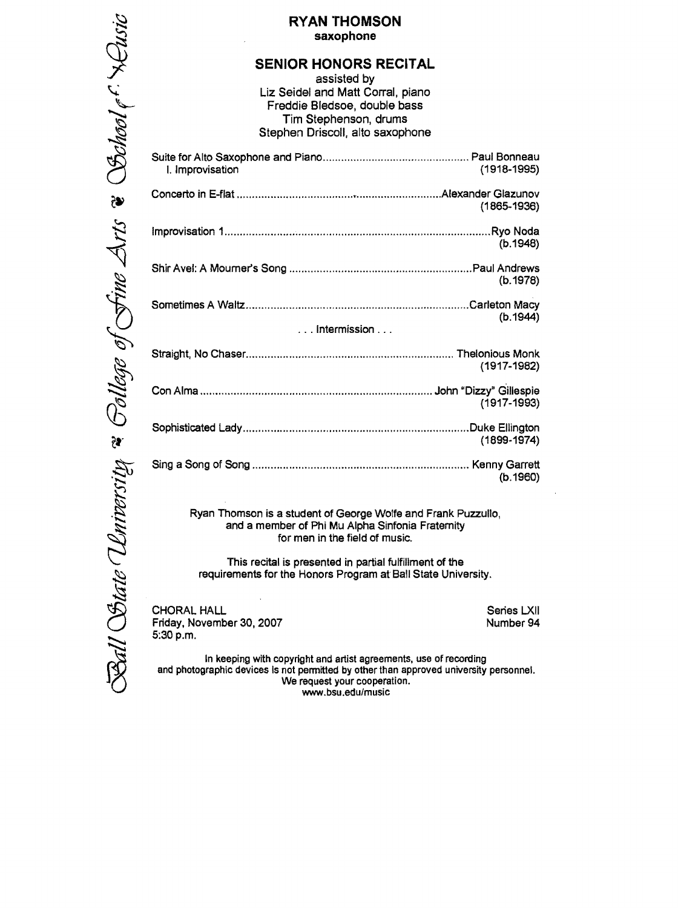*Ball State University ❧ College of Fine Arts ❧ School of Music*

# RYAN THOMSON
**saxophone**

## SENIOR HONORS RECITAL

assisted by
Liz Seidel and Matt Corral, piano
Freddie Bledsoe, double bass
Tim Stephenson, drums
Stephen Driscoll, alto saxophone

Suite for Alto Saxophone and Piano ............................................... Paul Bonneau
I. Improvisation (1918-1995)

Concerto in E-flat .......................................................... Alexander Glazunov
(1865-1936)

Improvisation 1 ........................................................................ Ryo Noda
(b.1948)

Shir Avel: A Mourner's Song ..................................................... Paul Andrews
(b.1978)

Sometimes A Waltz ................................................................... Carleton Macy
(b.1944)

. . . Intermission . . .

Straight, No Chaser .............................................................. Thelonious Monk
(1917-1982)

Con Alma ............................................................... John "Dizzy" Gillespie
(1917-1993)

Sophisticated Lady ................................................................ Duke Ellington
(1899-1974)

Sing a Song of Song .............................................................. Kenny Garrett
(b.1960)

Ryan Thomson is a student of George Wolfe and Frank Puzzullo, and a member of Phi Mu Alpha Sinfonia Fraternity for men in the field of music.

This recital is presented in partial fulfillment of the requirements for the Honors Program at Ball State University.

CHORAL HALL
Friday, November 30, 2007
5:30 p.m.

Series LXII
Number 94

In keeping with copyright and artist agreements, use of recording and photographic devices is not permitted by other than approved university personnel. We request your cooperation.
www.bsu.edu/music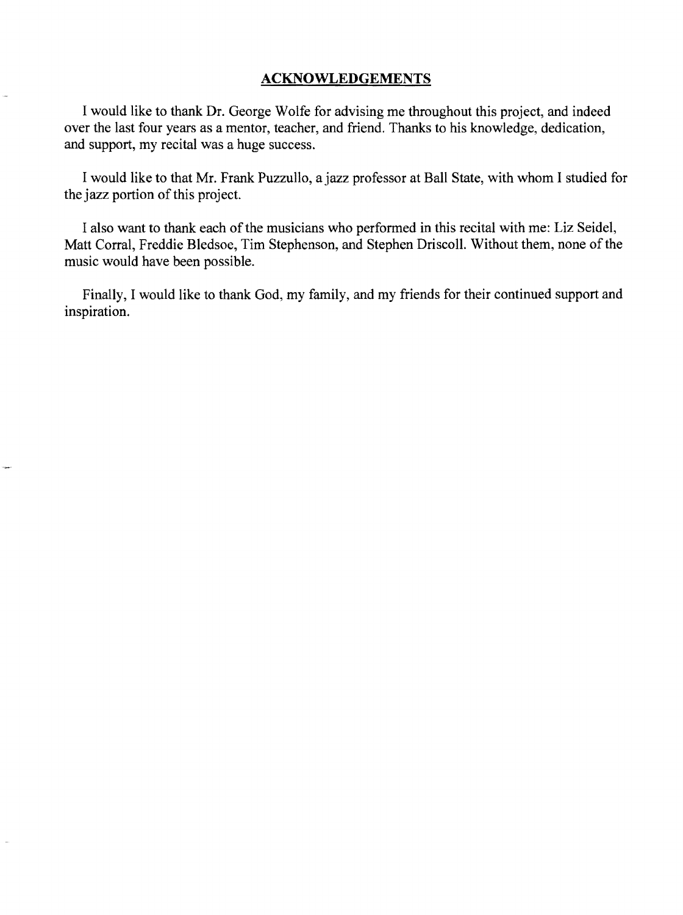## ACKNOWLEDGEMENTS

I would like to thank Dr. George Wolfe for advising me throughout this project, and indeed over the last four years as a mentor, teacher, and friend. Thanks to his knowledge, dedication, and support, my recital was a huge success.

I would like to that Mr. Frank Puzzullo, a jazz professor at Ball State, with whom I studied for the jazz portion of this project.

I also want to thank each of the musicians who performed in this recital with me: Liz Seidel, Matt Corral, Freddie Bledsoe, Tim Stephenson, and Stephen Driscoll. Without them, none of the music would have been possible.

Finally, I would like to thank God, my family, and my friends for their continued support and inspiration.